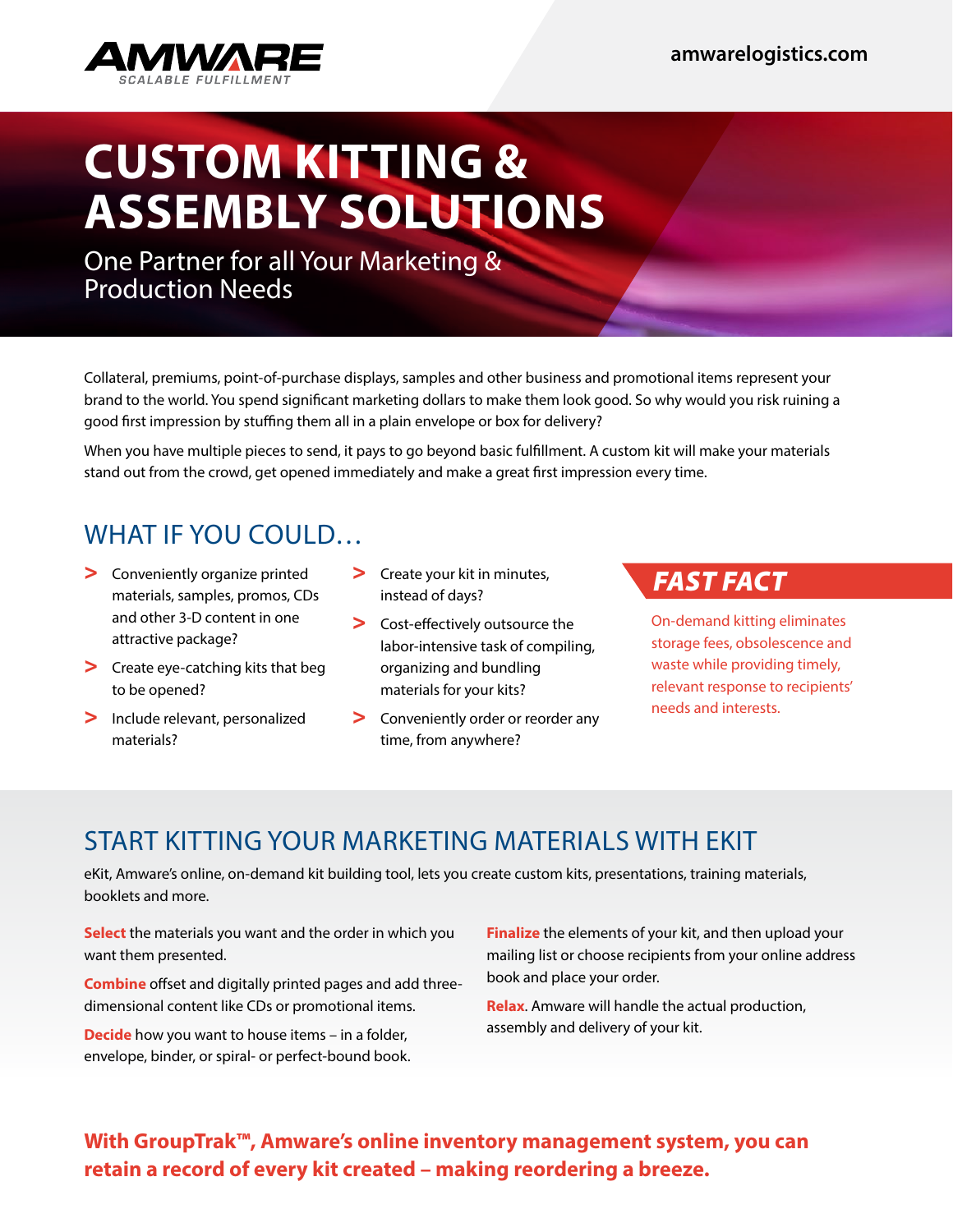AMWARE
SCALABLE FULFILLMENT

amwarelogistics.com

# CUSTOM KITTING & ASSEMBLY SOLUTIONS

One Partner for all Your Marketing & Production Needs

Collateral, premiums, point-of-purchase displays, samples and other business and promotional items represent your brand to the world. You spend significant marketing dollars to make them look good. So why would you risk ruining a good first impression by stuffing them all in a plain envelope or box for delivery?

When you have multiple pieces to send, it pays to go beyond basic fulfillment. A custom kit will make your materials stand out from the crowd, get opened immediately and make a great first impression every time.

## WHAT IF YOU COULD…

- Conveniently organize printed materials, samples, promos, CDs and other 3-D content in one attractive package?
- Create eye-catching kits that beg to be opened?
- Include relevant, personalized materials?
- Create your kit in minutes, instead of days?
- Cost-effectively outsource the labor-intensive task of compiling, organizing and bundling materials for your kits?
- Conveniently order or reorder any time, from anywhere?

### FAST FACT

On-demand kitting eliminates storage fees, obsolescence and waste while providing timely, relevant response to recipients' needs and interests.

## START KITTING YOUR MARKETING MATERIALS WITH EKIT

eKit, Amware's online, on-demand kit building tool, lets you create custom kits, presentations, training materials, booklets and more.

**Select** the materials you want and the order in which you want them presented.

**Combine** offset and digitally printed pages and add three-dimensional content like CDs or promotional items.

**Decide** how you want to house items – in a folder, envelope, binder, or spiral- or perfect-bound book.

**Finalize** the elements of your kit, and then upload your mailing list or choose recipients from your online address book and place your order.

**Relax**. Amware will handle the actual production, assembly and delivery of your kit.

**With GroupTrak™, Amware's online inventory management system, you can retain a record of every kit created – making reordering a breeze.**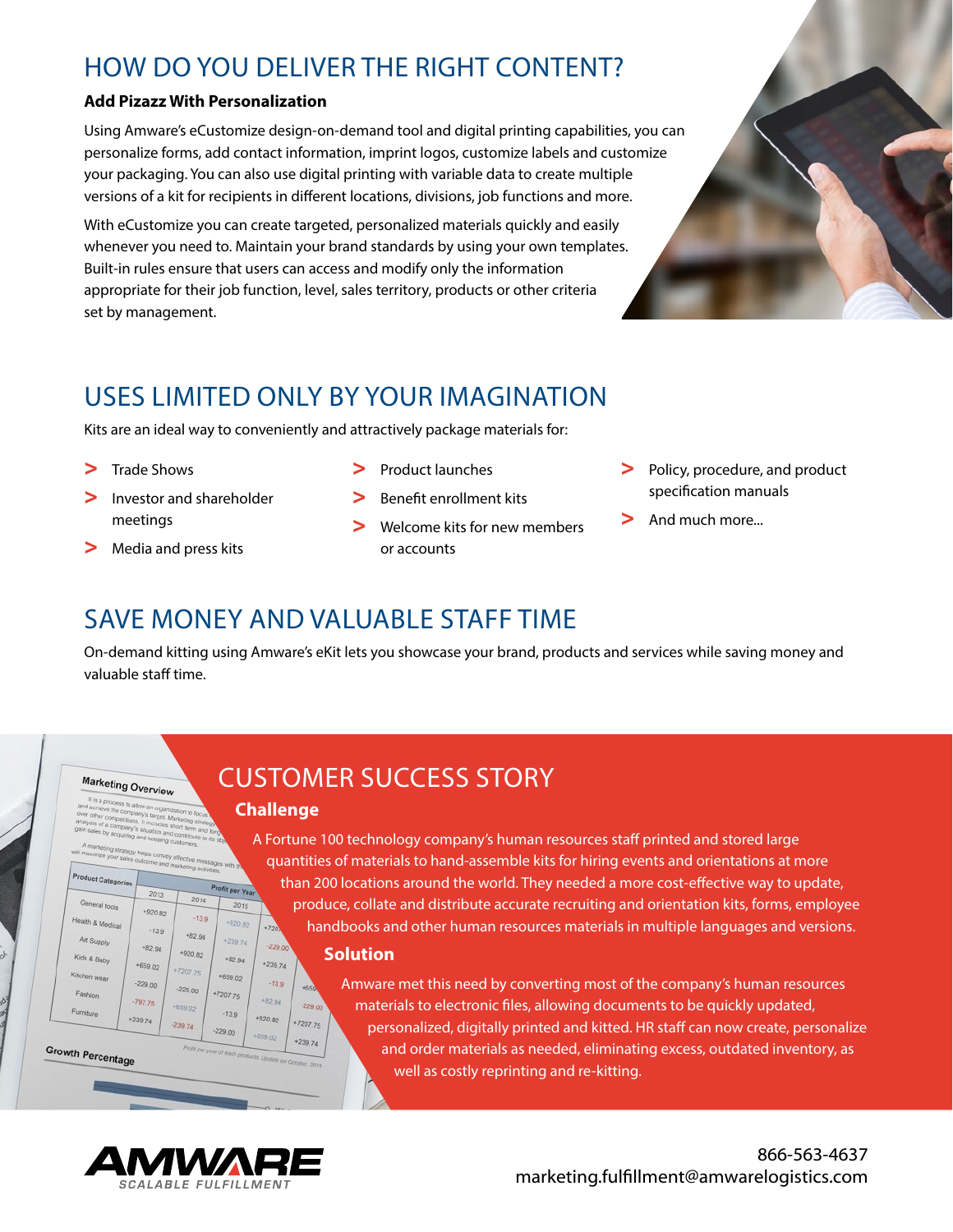## HOW DO YOU DELIVER THE RIGHT CONTENT?

**Add Pizazz With Personalization**

Using Amware's eCustomize design-on-demand tool and digital printing capabilities, you can personalize forms, add contact information, imprint logos, customize labels and customize your packaging. You can also use digital printing with variable data to create multiple versions of a kit for recipients in different locations, divisions, job functions and more.

With eCustomize you can create targeted, personalized materials quickly and easily whenever you need to. Maintain your brand standards by using your own templates. Built-in rules ensure that users can access and modify only the information appropriate for their job function, level, sales territory, products or other criteria set by management.

## USES LIMITED ONLY BY YOUR IMAGINATION

Kits are an ideal way to conveniently and attractively package materials for:

- Trade Shows
- Investor and shareholder meetings
- Media and press kits
- Product launches
- Benefit enrollment kits
- Welcome kits for new members or accounts
- Policy, procedure, and product specification manuals
- And much more...

## SAVE MONEY AND VALUABLE STAFF TIME

On-demand kitting using Amware's eKit lets you showcase your brand, products and services while saving money and valuable staff time.

## CUSTOMER SUCCESS STORY

### Challenge

A Fortune 100 technology company's human resources staff printed and stored large quantities of materials to hand-assemble kits for hiring events and orientations at more than 200 locations around the world. They needed a more cost-effective way to update, produce, collate and distribute accurate recruiting and orientation kits, forms, employee handbooks and other human resources materials in multiple languages and versions.

### Solution

Amware met this need by converting most of the company's human resources materials to electronic files, allowing documents to be quickly updated, personalized, digitally printed and kitted. HR staff can now create, personalize and order materials as needed, eliminating excess, outdated inventory, as well as costly reprinting and re-kitting.

AMWARE SCALABLE FULFILLMENT

866-563-4637
marketing.fulfillment@amwarelogistics.com